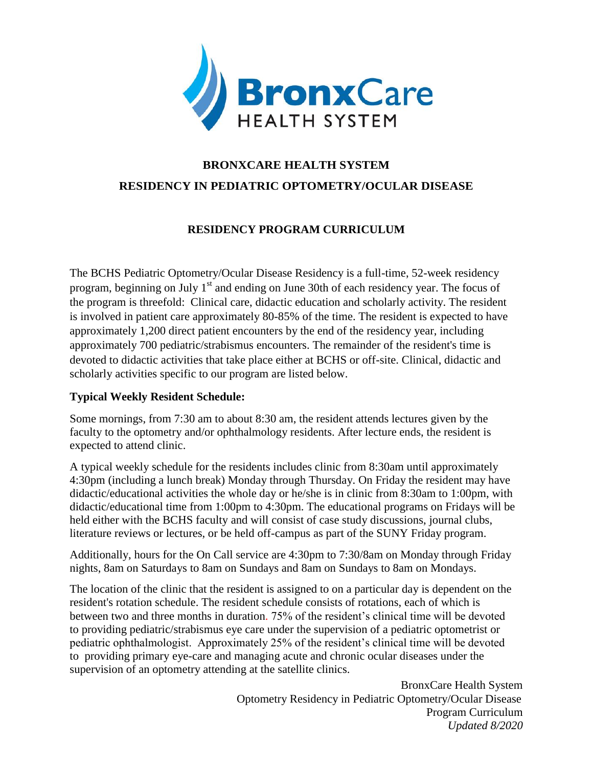# BRONXCARE HEALTH SYSTEM

## RESIDENCY IN PEDIATRIC OPTOMETRY/OCULAR DISEASE

### RESIDENCY PROGRAM CURRICULUM

The BCHS Pediatric Optometry/Ocular Disease Residency is a full-time, 52-week residency program, beginning on July 1st and ending on June 30th of each residency year. The focus of the program is threefold: Clinical care, didactic education and scholarly activity. The resident is involved in patient care approximately 80-85% of the time. The resident is expected to have approximately 1,200 direct patient encounters by the end of the residency year, including approximately 700 pediatric/strabismus encounters. The remainder of the resident's time is devoted to didactic activities that take place either at BCHS or off-site. Clinical, didactic and scholarly activities specific to our program are listed below.

**Typical Weekly Resident Schedule:**

Some mornings, from 7:30 am to about 8:30 am, the resident attends lectures given by the faculty to the optometry and/or ophthalmology residents. After lecture ends, the resident is expected to attend clinic.

A typical weekly schedule for the residents includes clinic from 8:30am until approximately 4:30pm (including a lunch break) Monday through Thursday. On Friday the resident may have didactic/educational activities the whole day or he/she is in clinic from 8:30am to 1:00pm, with didactic/educational time from 1:00pm to 4:30pm. The educational programs on Fridays will be held either with the BCHS faculty and will consist of case study discussions, journal clubs, literature reviews or lectures, or be held off-campus as part of the SUNY Friday program.

Additionally, hours for the On Call service are 4:30pm to 7:30/8am on Monday through Friday nights, 8am on Saturdays to 8am on Sundays and 8am on Sundays to 8am on Mondays.

The location of the clinic that the resident is assigned to on a particular day is dependent on the resident's rotation schedule. The resident schedule consists of rotations, each of which is between two and three months in duration. 75% of the resident's clinical time will be devoted to providing pediatric/strabismus eye care under the supervision of a pediatric optometrist or pediatric ophthalmologist. Approximately 25% of the resident's clinical time will be devoted to providing primary eye-care and managing acute and chronic ocular diseases under the supervision of an optometry attending at the satellite clinics.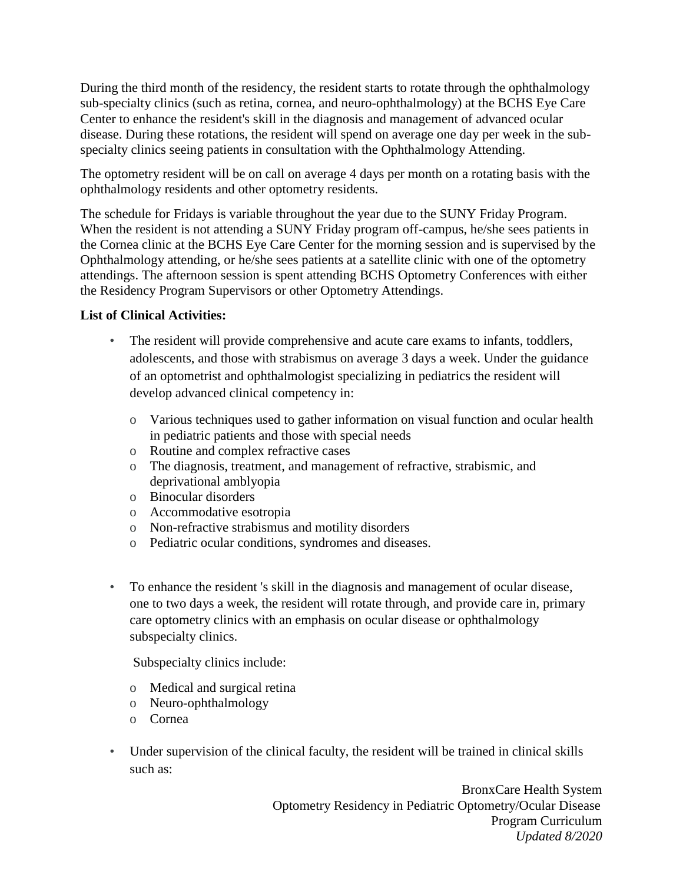During the third month of the residency, the resident starts to rotate through the ophthalmology sub-specialty clinics (such as retina, cornea, and neuro-ophthalmology) at the BCHS Eye Care Center to enhance the resident's skill in the diagnosis and management of advanced ocular disease. During these rotations, the resident will spend on average one day per week in the sub-specialty clinics seeing patients in consultation with the Ophthalmology Attending.

The optometry resident will be on call on average 4 days per month on a rotating basis with the ophthalmology residents and other optometry residents.

The schedule for Fridays is variable throughout the year due to the SUNY Friday Program. When the resident is not attending a SUNY Friday program off-campus, he/she sees patients in the Cornea clinic at the BCHS Eye Care Center for the morning session and is supervised by the Ophthalmology attending, or he/she sees patients at a satellite clinic with one of the optometry attendings. The afternoon session is spent attending BCHS Optometry Conferences with either the Residency Program Supervisors or other Optometry Attendings.

**List of Clinical Activities:**

- The resident will provide comprehensive and acute care exams to infants, toddlers, adolescents, and those with strabismus on average 3 days a week. Under the guidance of an optometrist and ophthalmologist specializing in pediatrics the resident will develop advanced clinical competency in:
  - Various techniques used to gather information on visual function and ocular health in pediatric patients and those with special needs
  - Routine and complex refractive cases
  - The diagnosis, treatment, and management of refractive, strabismic, and deprivational amblyopia
  - Binocular disorders
  - Accommodative esotropia
  - Non-refractive strabismus and motility disorders
  - Pediatric ocular conditions, syndromes and diseases.

- To enhance the resident 's skill in the diagnosis and management of ocular disease, one to two days a week, the resident will rotate through, and provide care in, primary care optometry clinics with an emphasis on ocular disease or ophthalmology subspecialty clinics.

  Subspecialty clinics include:

  - Medical and surgical retina
  - Neuro-ophthalmology
  - Cornea

- Under supervision of the clinical faculty, the resident will be trained in clinical skills such as: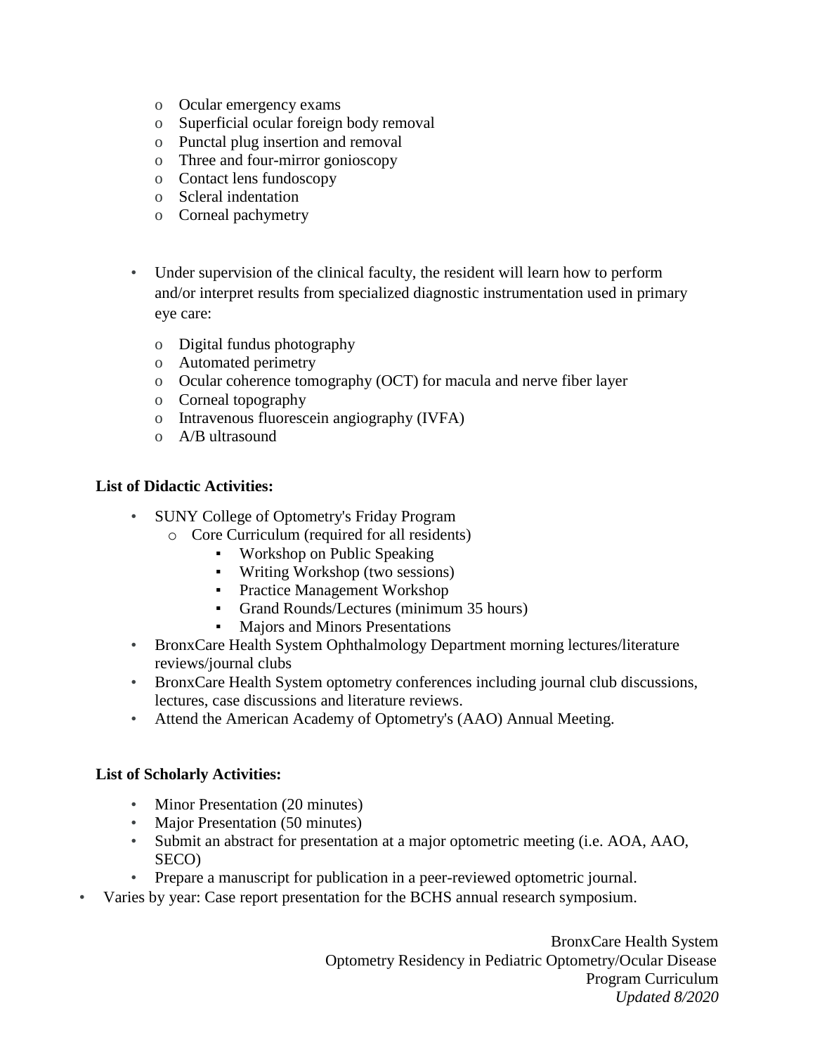- Ocular emergency exams
- Superficial ocular foreign body removal
- Punctal plug insertion and removal
- Three and four-mirror gonioscopy
- Contact lens fundoscopy
- Scleral indentation
- Corneal pachymetry

- Under supervision of the clinical faculty, the resident will learn how to perform and/or interpret results from specialized diagnostic instrumentation used in primary eye care:
  - Digital fundus photography
  - Automated perimetry
  - Ocular coherence tomography (OCT) for macula and nerve fiber layer
  - Corneal topography
  - Intravenous fluorescein angiography (IVFA)
  - A/B ultrasound

**List of Didactic Activities:**

- SUNY College of Optometry's Friday Program
  - Core Curriculum (required for all residents)
    - Workshop on Public Speaking
    - Writing Workshop (two sessions)
    - Practice Management Workshop
    - Grand Rounds/Lectures (minimum 35 hours)
    - Majors and Minors Presentations
- BronxCare Health System Ophthalmology Department morning lectures/literature reviews/journal clubs
- BronxCare Health System optometry conferences including journal club discussions, lectures, case discussions and literature reviews.
- Attend the American Academy of Optometry's (AAO) Annual Meeting.

**List of Scholarly Activities:**

- Minor Presentation (20 minutes)
- Major Presentation (50 minutes)
- Submit an abstract for presentation at a major optometric meeting (i.e. AOA, AAO, SECO)
- Prepare a manuscript for publication in a peer-reviewed optometric journal.
- Varies by year: Case report presentation for the BCHS annual research symposium.

BronxCare Health System
Optometry Residency in Pediatric Optometry/Ocular Disease
Program Curriculum
*Updated 8/2020*